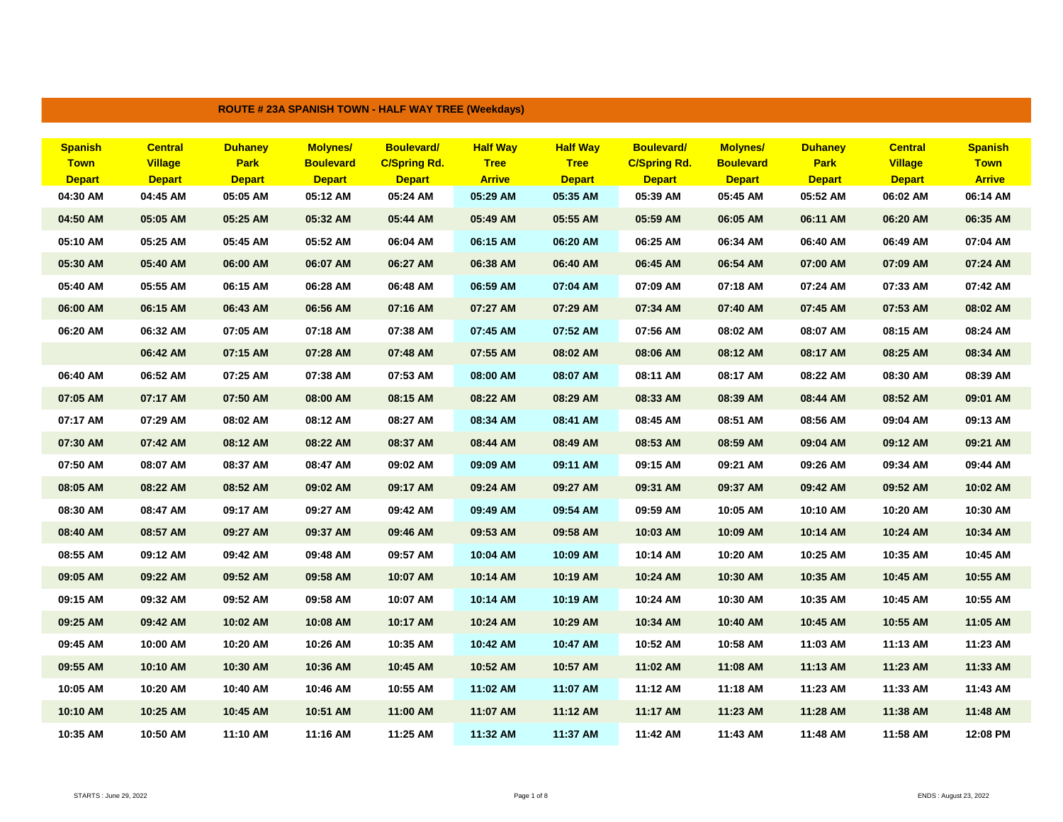## ROUTE # 23A SPANISH TOWN - HALF WAY TREE (Weekdays)

| Spanish Town Depart | Central Village Depart | Duhaney Park Depart | Molynes/ Boulevard Depart | Boulevard/ C/Spring Rd. Depart | Half Way Tree Arrive | Half Way Tree Depart | Boulevard/ C/Spring Rd. Depart | Molynes/ Boulevard Depart | Duhaney Park Depart | Central Village Depart | Spanish Town Arrive |
|---|---|---|---|---|---|---|---|---|---|---|---|
| 04:30 AM | 04:45 AM | 05:05 AM | 05:12 AM | 05:24 AM | 05:29 AM | 05:35 AM | 05:39 AM | 05:45 AM | 05:52 AM | 06:02 AM | 06:14 AM |
| 04:50 AM | 05:05 AM | 05:25 AM | 05:32 AM | 05:44 AM | 05:49 AM | 05:55 AM | 05:59 AM | 06:05 AM | 06:11 AM | 06:20 AM | 06:35 AM |
| 05:10 AM | 05:25 AM | 05:45 AM | 05:52 AM | 06:04 AM | 06:15 AM | 06:20 AM | 06:25 AM | 06:34 AM | 06:40 AM | 06:49 AM | 07:04 AM |
| 05:30 AM | 05:40 AM | 06:00 AM | 06:07 AM | 06:27 AM | 06:38 AM | 06:40 AM | 06:45 AM | 06:54 AM | 07:00 AM | 07:09 AM | 07:24 AM |
| 05:40 AM | 05:55 AM | 06:15 AM | 06:28 AM | 06:48 AM | 06:59 AM | 07:04 AM | 07:09 AM | 07:18 AM | 07:24 AM | 07:33 AM | 07:42 AM |
| 06:00 AM | 06:15 AM | 06:43 AM | 06:56 AM | 07:16 AM | 07:27 AM | 07:29 AM | 07:34 AM | 07:40 AM | 07:45 AM | 07:53 AM | 08:02 AM |
| 06:20 AM | 06:32 AM | 07:05 AM | 07:18 AM | 07:38 AM | 07:45 AM | 07:52 AM | 07:56 AM | 08:02 AM | 08:07 AM | 08:15 AM | 08:24 AM |
| | 06:42 AM | 07:15 AM | 07:28 AM | 07:48 AM | 07:55 AM | 08:02 AM | 08:06 AM | 08:12 AM | 08:17 AM | 08:25 AM | 08:34 AM |
| 06:40 AM | 06:52 AM | 07:25 AM | 07:38 AM | 07:53 AM | 08:00 AM | 08:07 AM | 08:11 AM | 08:17 AM | 08:22 AM | 08:30 AM | 08:39 AM |
| 07:05 AM | 07:17 AM | 07:50 AM | 08:00 AM | 08:15 AM | 08:22 AM | 08:29 AM | 08:33 AM | 08:39 AM | 08:44 AM | 08:52 AM | 09:01 AM |
| 07:17 AM | 07:29 AM | 08:02 AM | 08:12 AM | 08:27 AM | 08:34 AM | 08:41 AM | 08:45 AM | 08:51 AM | 08:56 AM | 09:04 AM | 09:13 AM |
| 07:30 AM | 07:42 AM | 08:12 AM | 08:22 AM | 08:37 AM | 08:44 AM | 08:49 AM | 08:53 AM | 08:59 AM | 09:04 AM | 09:12 AM | 09:21 AM |
| 07:50 AM | 08:07 AM | 08:37 AM | 08:47 AM | 09:02 AM | 09:09 AM | 09:11 AM | 09:15 AM | 09:21 AM | 09:26 AM | 09:34 AM | 09:44 AM |
| 08:05 AM | 08:22 AM | 08:52 AM | 09:02 AM | 09:17 AM | 09:24 AM | 09:27 AM | 09:31 AM | 09:37 AM | 09:42 AM | 09:52 AM | 10:02 AM |
| 08:30 AM | 08:47 AM | 09:17 AM | 09:27 AM | 09:42 AM | 09:49 AM | 09:54 AM | 09:59 AM | 10:05 AM | 10:10 AM | 10:20 AM | 10:30 AM |
| 08:40 AM | 08:57 AM | 09:27 AM | 09:37 AM | 09:46 AM | 09:53 AM | 09:58 AM | 10:03 AM | 10:09 AM | 10:14 AM | 10:24 AM | 10:34 AM |
| 08:55 AM | 09:12 AM | 09:42 AM | 09:48 AM | 09:57 AM | 10:04 AM | 10:09 AM | 10:14 AM | 10:20 AM | 10:25 AM | 10:35 AM | 10:45 AM |
| 09:05 AM | 09:22 AM | 09:52 AM | 09:58 AM | 10:07 AM | 10:14 AM | 10:19 AM | 10:24 AM | 10:30 AM | 10:35 AM | 10:45 AM | 10:55 AM |
| 09:15 AM | 09:32 AM | 09:52 AM | 09:58 AM | 10:07 AM | 10:14 AM | 10:19 AM | 10:24 AM | 10:30 AM | 10:35 AM | 10:45 AM | 10:55 AM |
| 09:25 AM | 09:42 AM | 10:02 AM | 10:08 AM | 10:17 AM | 10:24 AM | 10:29 AM | 10:34 AM | 10:40 AM | 10:45 AM | 10:55 AM | 11:05 AM |
| 09:45 AM | 10:00 AM | 10:20 AM | 10:26 AM | 10:35 AM | 10:42 AM | 10:47 AM | 10:52 AM | 10:58 AM | 11:03 AM | 11:13 AM | 11:23 AM |
| 09:55 AM | 10:10 AM | 10:30 AM | 10:36 AM | 10:45 AM | 10:52 AM | 10:57 AM | 11:02 AM | 11:08 AM | 11:13 AM | 11:23 AM | 11:33 AM |
| 10:05 AM | 10:20 AM | 10:40 AM | 10:46 AM | 10:55 AM | 11:02 AM | 11:07 AM | 11:12 AM | 11:18 AM | 11:23 AM | 11:33 AM | 11:43 AM |
| 10:10 AM | 10:25 AM | 10:45 AM | 10:51 AM | 11:00 AM | 11:07 AM | 11:12 AM | 11:17 AM | 11:23 AM | 11:28 AM | 11:38 AM | 11:48 AM |
| 10:35 AM | 10:50 AM | 11:10 AM | 11:16 AM | 11:25 AM | 11:32 AM | 11:37 AM | 11:42 AM | 11:43 AM | 11:48 AM | 11:58 AM | 12:08 PM |

STARTS : June 29, 2022

ENDS : August 23, 2022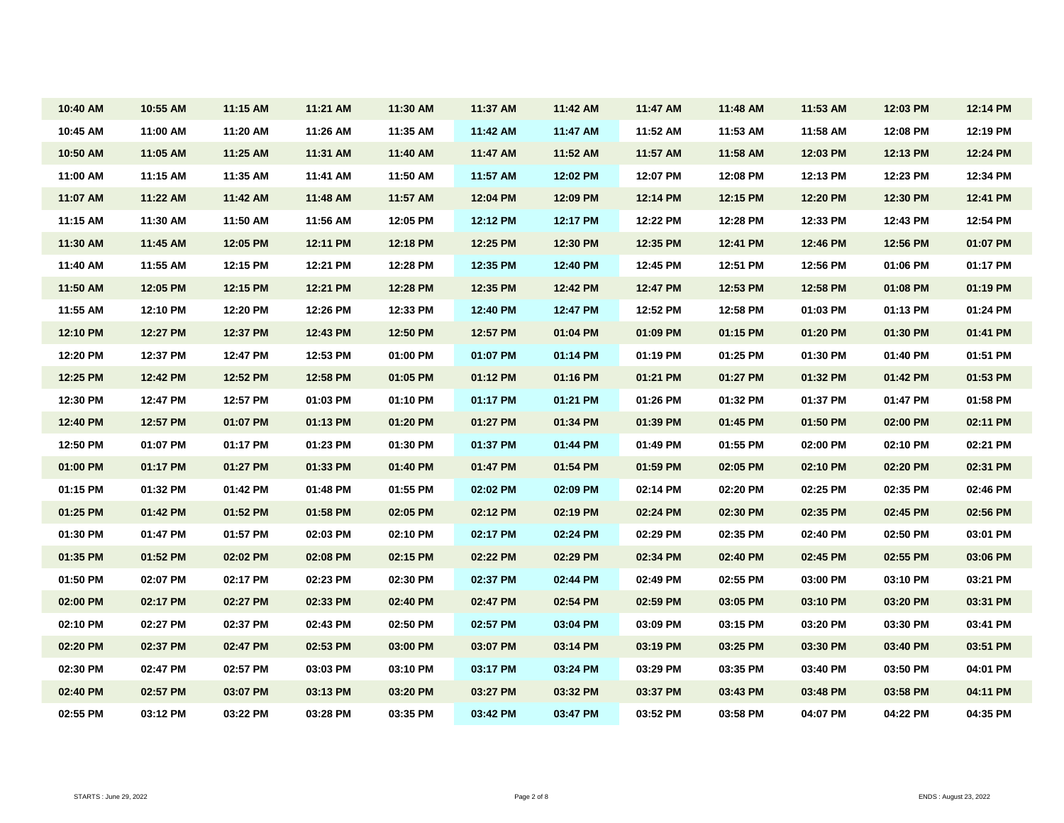| | | | | | | | | | | | |
|---|---|---|---|---|---|---|---|---|---|---|---|
| **10:40 AM** | **10:55 AM** | **11:15 AM** | **11:21 AM** | **11:30 AM** | **11:37 AM** | **11:42 AM** | **11:47 AM** | **11:48 AM** | **11:53 AM** | **12:03 PM** | **12:14 PM** |
| **10:45 AM** | **11:00 AM** | **11:20 AM** | **11:26 AM** | **11:35 AM** | **11:42 AM** | **11:47 AM** | **11:52 AM** | **11:53 AM** | **11:58 AM** | **12:08 PM** | **12:19 PM** |
| **10:50 AM** | **11:05 AM** | **11:25 AM** | **11:31 AM** | **11:40 AM** | **11:47 AM** | **11:52 AM** | **11:57 AM** | **11:58 AM** | **12:03 PM** | **12:13 PM** | **12:24 PM** |
| **11:00 AM** | **11:15 AM** | **11:35 AM** | **11:41 AM** | **11:50 AM** | **11:57 AM** | **12:02 PM** | **12:07 PM** | **12:08 PM** | **12:13 PM** | **12:23 PM** | **12:34 PM** |
| **11:07 AM** | **11:22 AM** | **11:42 AM** | **11:48 AM** | **11:57 AM** | **12:04 PM** | **12:09 PM** | **12:14 PM** | **12:15 PM** | **12:20 PM** | **12:30 PM** | **12:41 PM** |
| **11:15 AM** | **11:30 AM** | **11:50 AM** | **11:56 AM** | **12:05 PM** | **12:12 PM** | **12:17 PM** | **12:22 PM** | **12:28 PM** | **12:33 PM** | **12:43 PM** | **12:54 PM** |
| **11:30 AM** | **11:45 AM** | **12:05 PM** | **12:11 PM** | **12:18 PM** | **12:25 PM** | **12:30 PM** | **12:35 PM** | **12:41 PM** | **12:46 PM** | **12:56 PM** | **01:07 PM** |
| **11:40 AM** | **11:55 AM** | **12:15 PM** | **12:21 PM** | **12:28 PM** | **12:35 PM** | **12:40 PM** | **12:45 PM** | **12:51 PM** | **12:56 PM** | **01:06 PM** | **01:17 PM** |
| **11:50 AM** | **12:05 PM** | **12:15 PM** | **12:21 PM** | **12:28 PM** | **12:35 PM** | **12:42 PM** | **12:47 PM** | **12:53 PM** | **12:58 PM** | **01:08 PM** | **01:19 PM** |
| **11:55 AM** | **12:10 PM** | **12:20 PM** | **12:26 PM** | **12:33 PM** | **12:40 PM** | **12:47 PM** | **12:52 PM** | **12:58 PM** | **01:03 PM** | **01:13 PM** | **01:24 PM** |
| **12:10 PM** | **12:27 PM** | **12:37 PM** | **12:43 PM** | **12:50 PM** | **12:57 PM** | **01:04 PM** | **01:09 PM** | **01:15 PM** | **01:20 PM** | **01:30 PM** | **01:41 PM** |
| **12:20 PM** | **12:37 PM** | **12:47 PM** | **12:53 PM** | **01:00 PM** | **01:07 PM** | **01:14 PM** | **01:19 PM** | **01:25 PM** | **01:30 PM** | **01:40 PM** | **01:51 PM** |
| **12:25 PM** | **12:42 PM** | **12:52 PM** | **12:58 PM** | **01:05 PM** | **01:12 PM** | **01:16 PM** | **01:21 PM** | **01:27 PM** | **01:32 PM** | **01:42 PM** | **01:53 PM** |
| **12:30 PM** | **12:47 PM** | **12:57 PM** | **01:03 PM** | **01:10 PM** | **01:17 PM** | **01:21 PM** | **01:26 PM** | **01:32 PM** | **01:37 PM** | **01:47 PM** | **01:58 PM** |
| **12:40 PM** | **12:57 PM** | **01:07 PM** | **01:13 PM** | **01:20 PM** | **01:27 PM** | **01:34 PM** | **01:39 PM** | **01:45 PM** | **01:50 PM** | **02:00 PM** | **02:11 PM** |
| **12:50 PM** | **01:07 PM** | **01:17 PM** | **01:23 PM** | **01:30 PM** | **01:37 PM** | **01:44 PM** | **01:49 PM** | **01:55 PM** | **02:00 PM** | **02:10 PM** | **02:21 PM** |
| **01:00 PM** | **01:17 PM** | **01:27 PM** | **01:33 PM** | **01:40 PM** | **01:47 PM** | **01:54 PM** | **01:59 PM** | **02:05 PM** | **02:10 PM** | **02:20 PM** | **02:31 PM** |
| **01:15 PM** | **01:32 PM** | **01:42 PM** | **01:48 PM** | **01:55 PM** | **02:02 PM** | **02:09 PM** | **02:14 PM** | **02:20 PM** | **02:25 PM** | **02:35 PM** | **02:46 PM** |
| **01:25 PM** | **01:42 PM** | **01:52 PM** | **01:58 PM** | **02:05 PM** | **02:12 PM** | **02:19 PM** | **02:24 PM** | **02:30 PM** | **02:35 PM** | **02:45 PM** | **02:56 PM** |
| **01:30 PM** | **01:47 PM** | **01:57 PM** | **02:03 PM** | **02:10 PM** | **02:17 PM** | **02:24 PM** | **02:29 PM** | **02:35 PM** | **02:40 PM** | **02:50 PM** | **03:01 PM** |
| **01:35 PM** | **01:52 PM** | **02:02 PM** | **02:08 PM** | **02:15 PM** | **02:22 PM** | **02:29 PM** | **02:34 PM** | **02:40 PM** | **02:45 PM** | **02:55 PM** | **03:06 PM** |
| **01:50 PM** | **02:07 PM** | **02:17 PM** | **02:23 PM** | **02:30 PM** | **02:37 PM** | **02:44 PM** | **02:49 PM** | **02:55 PM** | **03:00 PM** | **03:10 PM** | **03:21 PM** |
| **02:00 PM** | **02:17 PM** | **02:27 PM** | **02:33 PM** | **02:40 PM** | **02:47 PM** | **02:54 PM** | **02:59 PM** | **03:05 PM** | **03:10 PM** | **03:20 PM** | **03:31 PM** |
| **02:10 PM** | **02:27 PM** | **02:37 PM** | **02:43 PM** | **02:50 PM** | **02:57 PM** | **03:04 PM** | **03:09 PM** | **03:15 PM** | **03:20 PM** | **03:30 PM** | **03:41 PM** |
| **02:20 PM** | **02:37 PM** | **02:47 PM** | **02:53 PM** | **03:00 PM** | **03:07 PM** | **03:14 PM** | **03:19 PM** | **03:25 PM** | **03:30 PM** | **03:40 PM** | **03:51 PM** |
| **02:30 PM** | **02:47 PM** | **02:57 PM** | **03:03 PM** | **03:10 PM** | **03:17 PM** | **03:24 PM** | **03:29 PM** | **03:35 PM** | **03:40 PM** | **03:50 PM** | **04:01 PM** |
| **02:40 PM** | **02:57 PM** | **03:07 PM** | **03:13 PM** | **03:20 PM** | **03:27 PM** | **03:32 PM** | **03:37 PM** | **03:43 PM** | **03:48 PM** | **03:58 PM** | **04:11 PM** |
| **02:55 PM** | **03:12 PM** | **03:22 PM** | **03:28 PM** | **03:35 PM** | **03:42 PM** | **03:47 PM** | **03:52 PM** | **03:58 PM** | **04:07 PM** | **04:22 PM** | **04:35 PM** |

STARTS : June 29, 2022

ENDS : August 23, 2022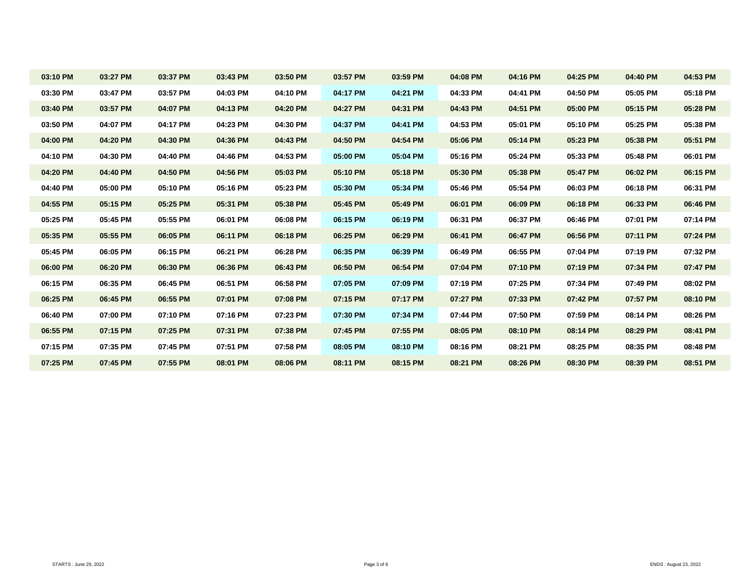| 03:10 PM | 03:27 PM | 03:37 PM | 03:43 PM | 03:50 PM | 03:57 PM | 03:59 PM | 04:08 PM | 04:16 PM | 04:25 PM | 04:40 PM | 04:53 PM |
|---|---|---|---|---|---|---|---|---|---|---|---|
| 03:30 PM | 03:47 PM | 03:57 PM | 04:03 PM | 04:10 PM | 04:17 PM | 04:21 PM | 04:33 PM | 04:41 PM | 04:50 PM | 05:05 PM | 05:18 PM |
| 03:40 PM | 03:57 PM | 04:07 PM | 04:13 PM | 04:20 PM | 04:27 PM | 04:31 PM | 04:43 PM | 04:51 PM | 05:00 PM | 05:15 PM | 05:28 PM |
| 03:50 PM | 04:07 PM | 04:17 PM | 04:23 PM | 04:30 PM | 04:37 PM | 04:41 PM | 04:53 PM | 05:01 PM | 05:10 PM | 05:25 PM | 05:38 PM |
| 04:00 PM | 04:20 PM | 04:30 PM | 04:36 PM | 04:43 PM | 04:50 PM | 04:54 PM | 05:06 PM | 05:14 PM | 05:23 PM | 05:38 PM | 05:51 PM |
| 04:10 PM | 04:30 PM | 04:40 PM | 04:46 PM | 04:53 PM | 05:00 PM | 05:04 PM | 05:16 PM | 05:24 PM | 05:33 PM | 05:48 PM | 06:01 PM |
| 04:20 PM | 04:40 PM | 04:50 PM | 04:56 PM | 05:03 PM | 05:10 PM | 05:18 PM | 05:30 PM | 05:38 PM | 05:47 PM | 06:02 PM | 06:15 PM |
| 04:40 PM | 05:00 PM | 05:10 PM | 05:16 PM | 05:23 PM | 05:30 PM | 05:34 PM | 05:46 PM | 05:54 PM | 06:03 PM | 06:18 PM | 06:31 PM |
| 04:55 PM | 05:15 PM | 05:25 PM | 05:31 PM | 05:38 PM | 05:45 PM | 05:49 PM | 06:01 PM | 06:09 PM | 06:18 PM | 06:33 PM | 06:46 PM |
| 05:25 PM | 05:45 PM | 05:55 PM | 06:01 PM | 06:08 PM | 06:15 PM | 06:19 PM | 06:31 PM | 06:37 PM | 06:46 PM | 07:01 PM | 07:14 PM |
| 05:35 PM | 05:55 PM | 06:05 PM | 06:11 PM | 06:18 PM | 06:25 PM | 06:29 PM | 06:41 PM | 06:47 PM | 06:56 PM | 07:11 PM | 07:24 PM |
| 05:45 PM | 06:05 PM | 06:15 PM | 06:21 PM | 06:28 PM | 06:35 PM | 06:39 PM | 06:49 PM | 06:55 PM | 07:04 PM | 07:19 PM | 07:32 PM |
| 06:00 PM | 06:20 PM | 06:30 PM | 06:36 PM | 06:43 PM | 06:50 PM | 06:54 PM | 07:04 PM | 07:10 PM | 07:19 PM | 07:34 PM | 07:47 PM |
| 06:15 PM | 06:35 PM | 06:45 PM | 06:51 PM | 06:58 PM | 07:05 PM | 07:09 PM | 07:19 PM | 07:25 PM | 07:34 PM | 07:49 PM | 08:02 PM |
| 06:25 PM | 06:45 PM | 06:55 PM | 07:01 PM | 07:08 PM | 07:15 PM | 07:17 PM | 07:27 PM | 07:33 PM | 07:42 PM | 07:57 PM | 08:10 PM |
| 06:40 PM | 07:00 PM | 07:10 PM | 07:16 PM | 07:23 PM | 07:30 PM | 07:34 PM | 07:44 PM | 07:50 PM | 07:59 PM | 08:14 PM | 08:26 PM |
| 06:55 PM | 07:15 PM | 07:25 PM | 07:31 PM | 07:38 PM | 07:45 PM | 07:55 PM | 08:05 PM | 08:10 PM | 08:14 PM | 08:29 PM | 08:41 PM |
| 07:15 PM | 07:35 PM | 07:45 PM | 07:51 PM | 07:58 PM | 08:05 PM | 08:10 PM | 08:16 PM | 08:21 PM | 08:25 PM | 08:35 PM | 08:48 PM |
| 07:25 PM | 07:45 PM | 07:55 PM | 08:01 PM | 08:06 PM | 08:11 PM | 08:15 PM | 08:21 PM | 08:26 PM | 08:30 PM | 08:39 PM | 08:51 PM |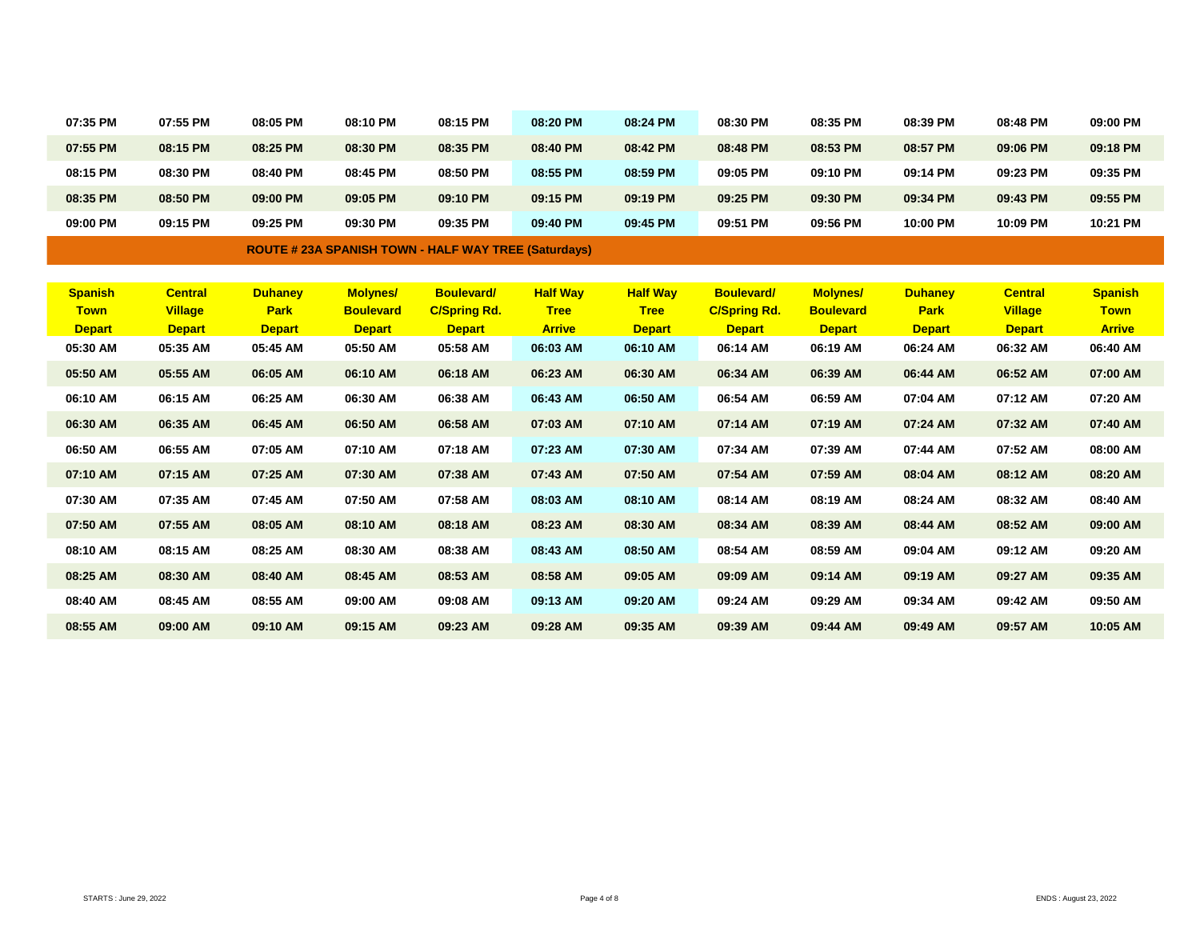| | | | | | | | | | | | |
|---|---|---|---|---|---|---|---|---|---|---|---|
| 07:35 PM | 07:55 PM | 08:05 PM | 08:10 PM | 08:15 PM | 08:20 PM | 08:24 PM | 08:30 PM | 08:35 PM | 08:39 PM | 08:48 PM | 09:00 PM |
| 07:55 PM | 08:15 PM | 08:25 PM | 08:30 PM | 08:35 PM | 08:40 PM | 08:42 PM | 08:48 PM | 08:53 PM | 08:57 PM | 09:06 PM | 09:18 PM |
| 08:15 PM | 08:30 PM | 08:40 PM | 08:45 PM | 08:50 PM | 08:55 PM | 08:59 PM | 09:05 PM | 09:10 PM | 09:14 PM | 09:23 PM | 09:35 PM |
| 08:35 PM | 08:50 PM | 09:00 PM | 09:05 PM | 09:10 PM | 09:15 PM | 09:19 PM | 09:25 PM | 09:30 PM | 09:34 PM | 09:43 PM | 09:55 PM |
| 09:00 PM | 09:15 PM | 09:25 PM | 09:30 PM | 09:35 PM | 09:40 PM | 09:45 PM | 09:51 PM | 09:56 PM | 10:00 PM | 10:09 PM | 10:21 PM |

## ROUTE # 23A SPANISH TOWN - HALF WAY TREE (Saturdays)

| Spanish Town Depart | Central Village Depart | Duhaney Park Depart | Molynes/ Boulevard Depart | Boulevard/ C/Spring Rd. Depart | Half Way Tree Arrive | Half Way Tree Depart | Boulevard/ C/Spring Rd. Depart | Molynes/ Boulevard Depart | Duhaney Park Depart | Central Village Depart | Spanish Town Arrive |
|---|---|---|---|---|---|---|---|---|---|---|---|
| 05:30 AM | 05:35 AM | 05:45 AM | 05:50 AM | 05:58 AM | 06:03 AM | 06:10 AM | 06:14 AM | 06:19 AM | 06:24 AM | 06:32 AM | 06:40 AM |
| 05:50 AM | 05:55 AM | 06:05 AM | 06:10 AM | 06:18 AM | 06:23 AM | 06:30 AM | 06:34 AM | 06:39 AM | 06:44 AM | 06:52 AM | 07:00 AM |
| 06:10 AM | 06:15 AM | 06:25 AM | 06:30 AM | 06:38 AM | 06:43 AM | 06:50 AM | 06:54 AM | 06:59 AM | 07:04 AM | 07:12 AM | 07:20 AM |
| 06:30 AM | 06:35 AM | 06:45 AM | 06:50 AM | 06:58 AM | 07:03 AM | 07:10 AM | 07:14 AM | 07:19 AM | 07:24 AM | 07:32 AM | 07:40 AM |
| 06:50 AM | 06:55 AM | 07:05 AM | 07:10 AM | 07:18 AM | 07:23 AM | 07:30 AM | 07:34 AM | 07:39 AM | 07:44 AM | 07:52 AM | 08:00 AM |
| 07:10 AM | 07:15 AM | 07:25 AM | 07:30 AM | 07:38 AM | 07:43 AM | 07:50 AM | 07:54 AM | 07:59 AM | 08:04 AM | 08:12 AM | 08:20 AM |
| 07:30 AM | 07:35 AM | 07:45 AM | 07:50 AM | 07:58 AM | 08:03 AM | 08:10 AM | 08:14 AM | 08:19 AM | 08:24 AM | 08:32 AM | 08:40 AM |
| 07:50 AM | 07:55 AM | 08:05 AM | 08:10 AM | 08:18 AM | 08:23 AM | 08:30 AM | 08:34 AM | 08:39 AM | 08:44 AM | 08:52 AM | 09:00 AM |
| 08:10 AM | 08:15 AM | 08:25 AM | 08:30 AM | 08:38 AM | 08:43 AM | 08:50 AM | 08:54 AM | 08:59 AM | 09:04 AM | 09:12 AM | 09:20 AM |
| 08:25 AM | 08:30 AM | 08:40 AM | 08:45 AM | 08:53 AM | 08:58 AM | 09:05 AM | 09:09 AM | 09:14 AM | 09:19 AM | 09:27 AM | 09:35 AM |
| 08:40 AM | 08:45 AM | 08:55 AM | 09:00 AM | 09:08 AM | 09:13 AM | 09:20 AM | 09:24 AM | 09:29 AM | 09:34 AM | 09:42 AM | 09:50 AM |
| 08:55 AM | 09:00 AM | 09:10 AM | 09:15 AM | 09:23 AM | 09:28 AM | 09:35 AM | 09:39 AM | 09:44 AM | 09:49 AM | 09:57 AM | 10:05 AM |

STARTS : June 29, 2022

ENDS : August 23, 2022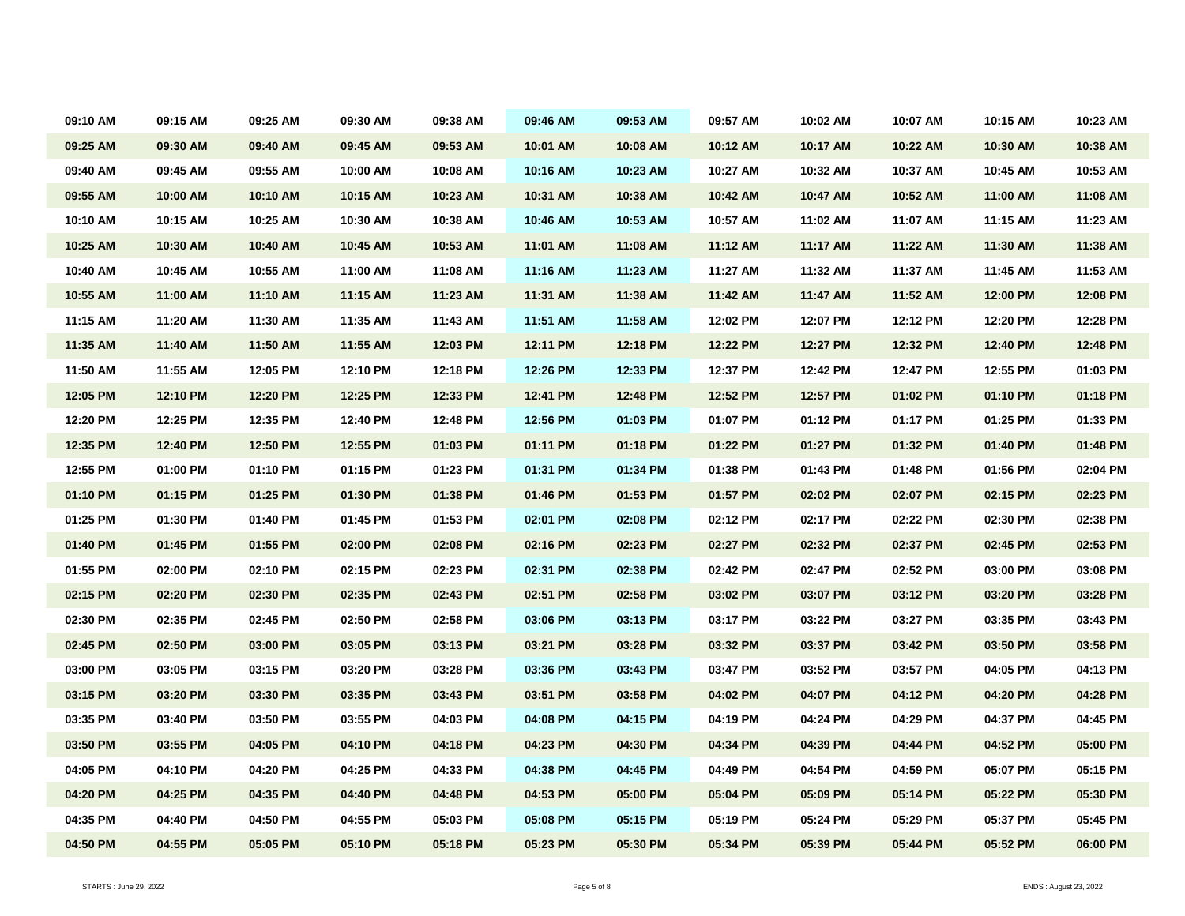| 09:10 AM | 09:15 AM | 09:25 AM | 09:30 AM | 09:38 AM | 09:46 AM | 09:53 AM | 09:57 AM | 10:02 AM | 10:07 AM | 10:15 AM | 10:23 AM |
|---|---|---|---|---|---|---|---|---|---|---|---|
| 09:25 AM | 09:30 AM | 09:40 AM | 09:45 AM | 09:53 AM | 10:01 AM | 10:08 AM | 10:12 AM | 10:17 AM | 10:22 AM | 10:30 AM | 10:38 AM |
| 09:40 AM | 09:45 AM | 09:55 AM | 10:00 AM | 10:08 AM | 10:16 AM | 10:23 AM | 10:27 AM | 10:32 AM | 10:37 AM | 10:45 AM | 10:53 AM |
| 09:55 AM | 10:00 AM | 10:10 AM | 10:15 AM | 10:23 AM | 10:31 AM | 10:38 AM | 10:42 AM | 10:47 AM | 10:52 AM | 11:00 AM | 11:08 AM |
| 10:10 AM | 10:15 AM | 10:25 AM | 10:30 AM | 10:38 AM | 10:46 AM | 10:53 AM | 10:57 AM | 11:02 AM | 11:07 AM | 11:15 AM | 11:23 AM |
| 10:25 AM | 10:30 AM | 10:40 AM | 10:45 AM | 10:53 AM | 11:01 AM | 11:08 AM | 11:12 AM | 11:17 AM | 11:22 AM | 11:30 AM | 11:38 AM |
| 10:40 AM | 10:45 AM | 10:55 AM | 11:00 AM | 11:08 AM | 11:16 AM | 11:23 AM | 11:27 AM | 11:32 AM | 11:37 AM | 11:45 AM | 11:53 AM |
| 10:55 AM | 11:00 AM | 11:10 AM | 11:15 AM | 11:23 AM | 11:31 AM | 11:38 AM | 11:42 AM | 11:47 AM | 11:52 AM | 12:00 PM | 12:08 PM |
| 11:15 AM | 11:20 AM | 11:30 AM | 11:35 AM | 11:43 AM | 11:51 AM | 11:58 AM | 12:02 PM | 12:07 PM | 12:12 PM | 12:20 PM | 12:28 PM |
| 11:35 AM | 11:40 AM | 11:50 AM | 11:55 AM | 12:03 PM | 12:11 PM | 12:18 PM | 12:22 PM | 12:27 PM | 12:32 PM | 12:40 PM | 12:48 PM |
| 11:50 AM | 11:55 AM | 12:05 PM | 12:10 PM | 12:18 PM | 12:26 PM | 12:33 PM | 12:37 PM | 12:42 PM | 12:47 PM | 12:55 PM | 01:03 PM |
| 12:05 PM | 12:10 PM | 12:20 PM | 12:25 PM | 12:33 PM | 12:41 PM | 12:48 PM | 12:52 PM | 12:57 PM | 01:02 PM | 01:10 PM | 01:18 PM |
| 12:20 PM | 12:25 PM | 12:35 PM | 12:40 PM | 12:48 PM | 12:56 PM | 01:03 PM | 01:07 PM | 01:12 PM | 01:17 PM | 01:25 PM | 01:33 PM |
| 12:35 PM | 12:40 PM | 12:50 PM | 12:55 PM | 01:03 PM | 01:11 PM | 01:18 PM | 01:22 PM | 01:27 PM | 01:32 PM | 01:40 PM | 01:48 PM |
| 12:55 PM | 01:00 PM | 01:10 PM | 01:15 PM | 01:23 PM | 01:31 PM | 01:34 PM | 01:38 PM | 01:43 PM | 01:48 PM | 01:56 PM | 02:04 PM |
| 01:10 PM | 01:15 PM | 01:25 PM | 01:30 PM | 01:38 PM | 01:46 PM | 01:53 PM | 01:57 PM | 02:02 PM | 02:07 PM | 02:15 PM | 02:23 PM |
| 01:25 PM | 01:30 PM | 01:40 PM | 01:45 PM | 01:53 PM | 02:01 PM | 02:08 PM | 02:12 PM | 02:17 PM | 02:22 PM | 02:30 PM | 02:38 PM |
| 01:40 PM | 01:45 PM | 01:55 PM | 02:00 PM | 02:08 PM | 02:16 PM | 02:23 PM | 02:27 PM | 02:32 PM | 02:37 PM | 02:45 PM | 02:53 PM |
| 01:55 PM | 02:00 PM | 02:10 PM | 02:15 PM | 02:23 PM | 02:31 PM | 02:38 PM | 02:42 PM | 02:47 PM | 02:52 PM | 03:00 PM | 03:08 PM |
| 02:15 PM | 02:20 PM | 02:30 PM | 02:35 PM | 02:43 PM | 02:51 PM | 02:58 PM | 03:02 PM | 03:07 PM | 03:12 PM | 03:20 PM | 03:28 PM |
| 02:30 PM | 02:35 PM | 02:45 PM | 02:50 PM | 02:58 PM | 03:06 PM | 03:13 PM | 03:17 PM | 03:22 PM | 03:27 PM | 03:35 PM | 03:43 PM |
| 02:45 PM | 02:50 PM | 03:00 PM | 03:05 PM | 03:13 PM | 03:21 PM | 03:28 PM | 03:32 PM | 03:37 PM | 03:42 PM | 03:50 PM | 03:58 PM |
| 03:00 PM | 03:05 PM | 03:15 PM | 03:20 PM | 03:28 PM | 03:36 PM | 03:43 PM | 03:47 PM | 03:52 PM | 03:57 PM | 04:05 PM | 04:13 PM |
| 03:15 PM | 03:20 PM | 03:30 PM | 03:35 PM | 03:43 PM | 03:51 PM | 03:58 PM | 04:02 PM | 04:07 PM | 04:12 PM | 04:20 PM | 04:28 PM |
| 03:35 PM | 03:40 PM | 03:50 PM | 03:55 PM | 04:03 PM | 04:08 PM | 04:15 PM | 04:19 PM | 04:24 PM | 04:29 PM | 04:37 PM | 04:45 PM |
| 03:50 PM | 03:55 PM | 04:05 PM | 04:10 PM | 04:18 PM | 04:23 PM | 04:30 PM | 04:34 PM | 04:39 PM | 04:44 PM | 04:52 PM | 05:00 PM |
| 04:05 PM | 04:10 PM | 04:20 PM | 04:25 PM | 04:33 PM | 04:38 PM | 04:45 PM | 04:49 PM | 04:54 PM | 04:59 PM | 05:07 PM | 05:15 PM |
| 04:20 PM | 04:25 PM | 04:35 PM | 04:40 PM | 04:48 PM | 04:53 PM | 05:00 PM | 05:04 PM | 05:09 PM | 05:14 PM | 05:22 PM | 05:30 PM |
| 04:35 PM | 04:40 PM | 04:50 PM | 04:55 PM | 05:03 PM | 05:08 PM | 05:15 PM | 05:19 PM | 05:24 PM | 05:29 PM | 05:37 PM | 05:45 PM |
| 04:50 PM | 04:55 PM | 05:05 PM | 05:10 PM | 05:18 PM | 05:23 PM | 05:30 PM | 05:34 PM | 05:39 PM | 05:44 PM | 05:52 PM | 06:00 PM |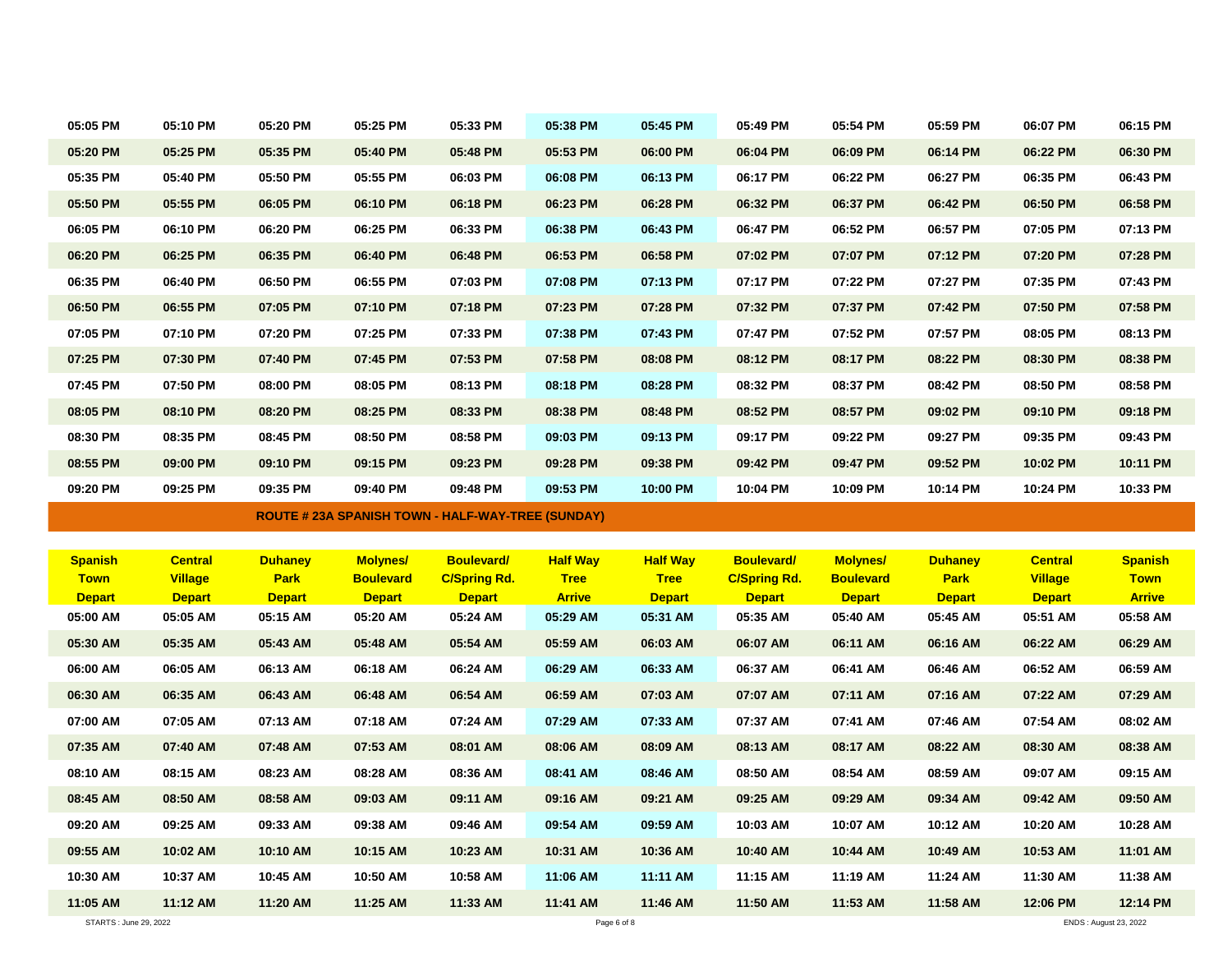| | | | | | | | | | | | |
|---|---|---|---|---|---|---|---|---|---|---|---|
| 05:05 PM | 05:10 PM | 05:20 PM | 05:25 PM | 05:33 PM | 05:38 PM | 05:45 PM | 05:49 PM | 05:54 PM | 05:59 PM | 06:07 PM | 06:15 PM |
| 05:20 PM | 05:25 PM | 05:35 PM | 05:40 PM | 05:48 PM | 05:53 PM | 06:00 PM | 06:04 PM | 06:09 PM | 06:14 PM | 06:22 PM | 06:30 PM |
| 05:35 PM | 05:40 PM | 05:50 PM | 05:55 PM | 06:03 PM | 06:08 PM | 06:13 PM | 06:17 PM | 06:22 PM | 06:27 PM | 06:35 PM | 06:43 PM |
| 05:50 PM | 05:55 PM | 06:05 PM | 06:10 PM | 06:18 PM | 06:23 PM | 06:28 PM | 06:32 PM | 06:37 PM | 06:42 PM | 06:50 PM | 06:58 PM |
| 06:05 PM | 06:10 PM | 06:20 PM | 06:25 PM | 06:33 PM | 06:38 PM | 06:43 PM | 06:47 PM | 06:52 PM | 06:57 PM | 07:05 PM | 07:13 PM |
| 06:20 PM | 06:25 PM | 06:35 PM | 06:40 PM | 06:48 PM | 06:53 PM | 06:58 PM | 07:02 PM | 07:07 PM | 07:12 PM | 07:20 PM | 07:28 PM |
| 06:35 PM | 06:40 PM | 06:50 PM | 06:55 PM | 07:03 PM | 07:08 PM | 07:13 PM | 07:17 PM | 07:22 PM | 07:27 PM | 07:35 PM | 07:43 PM |
| 06:50 PM | 06:55 PM | 07:05 PM | 07:10 PM | 07:18 PM | 07:23 PM | 07:28 PM | 07:32 PM | 07:37 PM | 07:42 PM | 07:50 PM | 07:58 PM |
| 07:05 PM | 07:10 PM | 07:20 PM | 07:25 PM | 07:33 PM | 07:38 PM | 07:43 PM | 07:47 PM | 07:52 PM | 07:57 PM | 08:05 PM | 08:13 PM |
| 07:25 PM | 07:30 PM | 07:40 PM | 07:45 PM | 07:53 PM | 07:58 PM | 08:08 PM | 08:12 PM | 08:17 PM | 08:22 PM | 08:30 PM | 08:38 PM |
| 07:45 PM | 07:50 PM | 08:00 PM | 08:05 PM | 08:13 PM | 08:18 PM | 08:28 PM | 08:32 PM | 08:37 PM | 08:42 PM | 08:50 PM | 08:58 PM |
| 08:05 PM | 08:10 PM | 08:20 PM | 08:25 PM | 08:33 PM | 08:38 PM | 08:48 PM | 08:52 PM | 08:57 PM | 09:02 PM | 09:10 PM | 09:18 PM |
| 08:30 PM | 08:35 PM | 08:45 PM | 08:50 PM | 08:58 PM | 09:03 PM | 09:13 PM | 09:17 PM | 09:22 PM | 09:27 PM | 09:35 PM | 09:43 PM |
| 08:55 PM | 09:00 PM | 09:10 PM | 09:15 PM | 09:23 PM | 09:28 PM | 09:38 PM | 09:42 PM | 09:47 PM | 09:52 PM | 10:02 PM | 10:11 PM |
| 09:20 PM | 09:25 PM | 09:35 PM | 09:40 PM | 09:48 PM | 09:53 PM | 10:00 PM | 10:04 PM | 10:09 PM | 10:14 PM | 10:24 PM | 10:33 PM |

## ROUTE # 23A SPANISH TOWN - HALF-WAY-TREE (SUNDAY)

| Spanish Town Depart | Central Village Depart | Duhaney Park Depart | Molynes/ Boulevard Depart | Boulevard/ C/Spring Rd. Depart | Half Way Tree Arrive | Half Way Tree Depart | Boulevard/ C/Spring Rd. Depart | Molynes/ Boulevard Depart | Duhaney Park Depart | Central Village Depart | Spanish Town Arrive |
|---|---|---|---|---|---|---|---|---|---|---|---|
| 05:00 AM | 05:05 AM | 05:15 AM | 05:20 AM | 05:24 AM | 05:29 AM | 05:31 AM | 05:35 AM | 05:40 AM | 05:45 AM | 05:51 AM | 05:58 AM |
| 05:30 AM | 05:35 AM | 05:43 AM | 05:48 AM | 05:54 AM | 05:59 AM | 06:03 AM | 06:07 AM | 06:11 AM | 06:16 AM | 06:22 AM | 06:29 AM |
| 06:00 AM | 06:05 AM | 06:13 AM | 06:18 AM | 06:24 AM | 06:29 AM | 06:33 AM | 06:37 AM | 06:41 AM | 06:46 AM | 06:52 AM | 06:59 AM |
| 06:30 AM | 06:35 AM | 06:43 AM | 06:48 AM | 06:54 AM | 06:59 AM | 07:03 AM | 07:07 AM | 07:11 AM | 07:16 AM | 07:22 AM | 07:29 AM |
| 07:00 AM | 07:05 AM | 07:13 AM | 07:18 AM | 07:24 AM | 07:29 AM | 07:33 AM | 07:37 AM | 07:41 AM | 07:46 AM | 07:54 AM | 08:02 AM |
| 07:35 AM | 07:40 AM | 07:48 AM | 07:53 AM | 08:01 AM | 08:06 AM | 08:09 AM | 08:13 AM | 08:17 AM | 08:22 AM | 08:30 AM | 08:38 AM |
| 08:10 AM | 08:15 AM | 08:23 AM | 08:28 AM | 08:36 AM | 08:41 AM | 08:46 AM | 08:50 AM | 08:54 AM | 08:59 AM | 09:07 AM | 09:15 AM |
| 08:45 AM | 08:50 AM | 08:58 AM | 09:03 AM | 09:11 AM | 09:16 AM | 09:21 AM | 09:25 AM | 09:29 AM | 09:34 AM | 09:42 AM | 09:50 AM |
| 09:20 AM | 09:25 AM | 09:33 AM | 09:38 AM | 09:46 AM | 09:54 AM | 09:59 AM | 10:03 AM | 10:07 AM | 10:12 AM | 10:20 AM | 10:28 AM |
| 09:55 AM | 10:02 AM | 10:10 AM | 10:15 AM | 10:23 AM | 10:31 AM | 10:36 AM | 10:40 AM | 10:44 AM | 10:49 AM | 10:53 AM | 11:01 AM |
| 10:30 AM | 10:37 AM | 10:45 AM | 10:50 AM | 10:58 AM | 11:06 AM | 11:11 AM | 11:15 AM | 11:19 AM | 11:24 AM | 11:30 AM | 11:38 AM |
| 11:05 AM | 11:12 AM | 11:20 AM | 11:25 AM | 11:33 AM | 11:41 AM | 11:46 AM | 11:50 AM | 11:53 AM | 11:58 AM | 12:06 PM | 12:14 PM |

STARTS : June 29, 2022

ENDS : August 23, 2022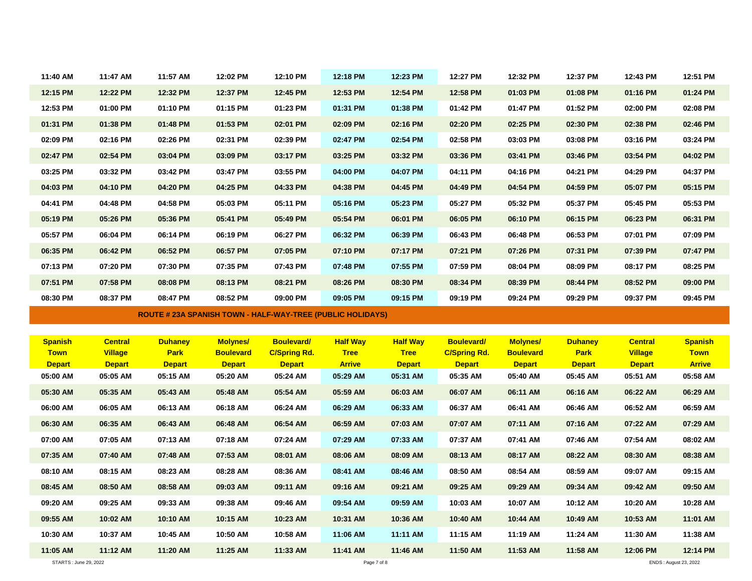| | | | | | | | | | | | |
|---|---|---|---|---|---|---|---|---|---|---|---|
| 11:40 AM | 11:47 AM | 11:57 AM | 12:02 PM | 12:10 PM | 12:18 PM | 12:23 PM | 12:27 PM | 12:32 PM | 12:37 PM | 12:43 PM | 12:51 PM |
| 12:15 PM | 12:22 PM | 12:32 PM | 12:37 PM | 12:45 PM | 12:53 PM | 12:54 PM | 12:58 PM | 01:03 PM | 01:08 PM | 01:16 PM | 01:24 PM |
| 12:53 PM | 01:00 PM | 01:10 PM | 01:15 PM | 01:23 PM | 01:31 PM | 01:38 PM | 01:42 PM | 01:47 PM | 01:52 PM | 02:00 PM | 02:08 PM |
| 01:31 PM | 01:38 PM | 01:48 PM | 01:53 PM | 02:01 PM | 02:09 PM | 02:16 PM | 02:20 PM | 02:25 PM | 02:30 PM | 02:38 PM | 02:46 PM |
| 02:09 PM | 02:16 PM | 02:26 PM | 02:31 PM | 02:39 PM | 02:47 PM | 02:54 PM | 02:58 PM | 03:03 PM | 03:08 PM | 03:16 PM | 03:24 PM |
| 02:47 PM | 02:54 PM | 03:04 PM | 03:09 PM | 03:17 PM | 03:25 PM | 03:32 PM | 03:36 PM | 03:41 PM | 03:46 PM | 03:54 PM | 04:02 PM |
| 03:25 PM | 03:32 PM | 03:42 PM | 03:47 PM | 03:55 PM | 04:00 PM | 04:07 PM | 04:11 PM | 04:16 PM | 04:21 PM | 04:29 PM | 04:37 PM |
| 04:03 PM | 04:10 PM | 04:20 PM | 04:25 PM | 04:33 PM | 04:38 PM | 04:45 PM | 04:49 PM | 04:54 PM | 04:59 PM | 05:07 PM | 05:15 PM |
| 04:41 PM | 04:48 PM | 04:58 PM | 05:03 PM | 05:11 PM | 05:16 PM | 05:23 PM | 05:27 PM | 05:32 PM | 05:37 PM | 05:45 PM | 05:53 PM |
| 05:19 PM | 05:26 PM | 05:36 PM | 05:41 PM | 05:49 PM | 05:54 PM | 06:01 PM | 06:05 PM | 06:10 PM | 06:15 PM | 06:23 PM | 06:31 PM |
| 05:57 PM | 06:04 PM | 06:14 PM | 06:19 PM | 06:27 PM | 06:32 PM | 06:39 PM | 06:43 PM | 06:48 PM | 06:53 PM | 07:01 PM | 07:09 PM |
| 06:35 PM | 06:42 PM | 06:52 PM | 06:57 PM | 07:05 PM | 07:10 PM | 07:17 PM | 07:21 PM | 07:26 PM | 07:31 PM | 07:39 PM | 07:47 PM |
| 07:13 PM | 07:20 PM | 07:30 PM | 07:35 PM | 07:43 PM | 07:48 PM | 07:55 PM | 07:59 PM | 08:04 PM | 08:09 PM | 08:17 PM | 08:25 PM |
| 07:51 PM | 07:58 PM | 08:08 PM | 08:13 PM | 08:21 PM | 08:26 PM | 08:30 PM | 08:34 PM | 08:39 PM | 08:44 PM | 08:52 PM | 09:00 PM |
| 08:30 PM | 08:37 PM | 08:47 PM | 08:52 PM | 09:00 PM | 09:05 PM | 09:15 PM | 09:19 PM | 09:24 PM | 09:29 PM | 09:37 PM | 09:45 PM |

## ROUTE # 23A SPANISH TOWN - HALF-WAY-TREE (PUBLIC HOLIDAYS)

| Spanish Town Depart | Central Village Depart | Duhaney Park Depart | Molynes/ Boulevard Depart | Boulevard/ C/Spring Rd. Depart | Half Way Tree Arrive | Half Way Tree Depart | Boulevard/ C/Spring Rd. Depart | Molynes/ Boulevard Depart | Duhaney Park Depart | Central Village Depart | Spanish Town Arrive |
|---|---|---|---|---|---|---|---|---|---|---|---|
| 05:00 AM | 05:05 AM | 05:15 AM | 05:20 AM | 05:24 AM | 05:29 AM | 05:31 AM | 05:35 AM | 05:40 AM | 05:45 AM | 05:51 AM | 05:58 AM |
| 05:30 AM | 05:35 AM | 05:43 AM | 05:48 AM | 05:54 AM | 05:59 AM | 06:03 AM | 06:07 AM | 06:11 AM | 06:16 AM | 06:22 AM | 06:29 AM |
| 06:00 AM | 06:05 AM | 06:13 AM | 06:18 AM | 06:24 AM | 06:29 AM | 06:33 AM | 06:37 AM | 06:41 AM | 06:46 AM | 06:52 AM | 06:59 AM |
| 06:30 AM | 06:35 AM | 06:43 AM | 06:48 AM | 06:54 AM | 06:59 AM | 07:03 AM | 07:07 AM | 07:11 AM | 07:16 AM | 07:22 AM | 07:29 AM |
| 07:00 AM | 07:05 AM | 07:13 AM | 07:18 AM | 07:24 AM | 07:29 AM | 07:33 AM | 07:37 AM | 07:41 AM | 07:46 AM | 07:54 AM | 08:02 AM |
| 07:35 AM | 07:40 AM | 07:48 AM | 07:53 AM | 08:01 AM | 08:06 AM | 08:09 AM | 08:13 AM | 08:17 AM | 08:22 AM | 08:30 AM | 08:38 AM |
| 08:10 AM | 08:15 AM | 08:23 AM | 08:28 AM | 08:36 AM | 08:41 AM | 08:46 AM | 08:50 AM | 08:54 AM | 08:59 AM | 09:07 AM | 09:15 AM |
| 08:45 AM | 08:50 AM | 08:58 AM | 09:03 AM | 09:11 AM | 09:16 AM | 09:21 AM | 09:25 AM | 09:29 AM | 09:34 AM | 09:42 AM | 09:50 AM |
| 09:20 AM | 09:25 AM | 09:33 AM | 09:38 AM | 09:46 AM | 09:54 AM | 09:59 AM | 10:03 AM | 10:07 AM | 10:12 AM | 10:20 AM | 10:28 AM |
| 09:55 AM | 10:02 AM | 10:10 AM | 10:15 AM | 10:23 AM | 10:31 AM | 10:36 AM | 10:40 AM | 10:44 AM | 10:49 AM | 10:53 AM | 11:01 AM |
| 10:30 AM | 10:37 AM | 10:45 AM | 10:50 AM | 10:58 AM | 11:06 AM | 11:11 AM | 11:15 AM | 11:19 AM | 11:24 AM | 11:30 AM | 11:38 AM |
| 11:05 AM | 11:12 AM | 11:20 AM | 11:25 AM | 11:33 AM | 11:41 AM | 11:46 AM | 11:50 AM | 11:53 AM | 11:58 AM | 12:06 PM | 12:14 PM |

STARTS : June 29, 2022

ENDS : August 23, 2022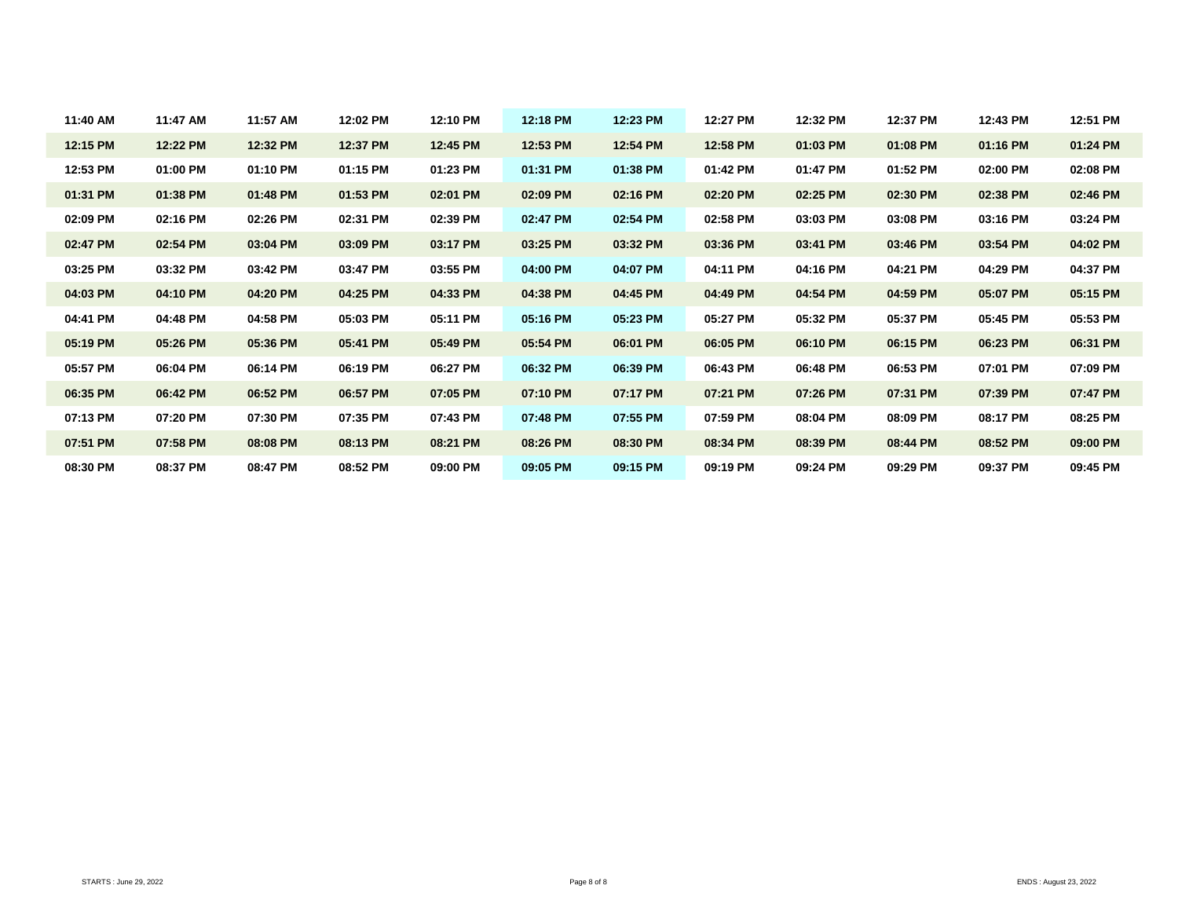| | | | | | | | | | | | |
|---|---|---|---|---|---|---|---|---|---|---|---|
| **11:40 AM** | **11:47 AM** | **11:57 AM** | **12:02 PM** | **12:10 PM** | **12:18 PM** | **12:23 PM** | **12:27 PM** | **12:32 PM** | **12:37 PM** | **12:43 PM** | **12:51 PM** |
| **12:15 PM** | **12:22 PM** | **12:32 PM** | **12:37 PM** | **12:45 PM** | **12:53 PM** | **12:54 PM** | **12:58 PM** | **01:03 PM** | **01:08 PM** | **01:16 PM** | **01:24 PM** |
| **12:53 PM** | **01:00 PM** | **01:10 PM** | **01:15 PM** | **01:23 PM** | **01:31 PM** | **01:38 PM** | **01:42 PM** | **01:47 PM** | **01:52 PM** | **02:00 PM** | **02:08 PM** |
| **01:31 PM** | **01:38 PM** | **01:48 PM** | **01:53 PM** | **02:01 PM** | **02:09 PM** | **02:16 PM** | **02:20 PM** | **02:25 PM** | **02:30 PM** | **02:38 PM** | **02:46 PM** |
| **02:09 PM** | **02:16 PM** | **02:26 PM** | **02:31 PM** | **02:39 PM** | **02:47 PM** | **02:54 PM** | **02:58 PM** | **03:03 PM** | **03:08 PM** | **03:16 PM** | **03:24 PM** |
| **02:47 PM** | **02:54 PM** | **03:04 PM** | **03:09 PM** | **03:17 PM** | **03:25 PM** | **03:32 PM** | **03:36 PM** | **03:41 PM** | **03:46 PM** | **03:54 PM** | **04:02 PM** |
| **03:25 PM** | **03:32 PM** | **03:42 PM** | **03:47 PM** | **03:55 PM** | **04:00 PM** | **04:07 PM** | **04:11 PM** | **04:16 PM** | **04:21 PM** | **04:29 PM** | **04:37 PM** |
| **04:03 PM** | **04:10 PM** | **04:20 PM** | **04:25 PM** | **04:33 PM** | **04:38 PM** | **04:45 PM** | **04:49 PM** | **04:54 PM** | **04:59 PM** | **05:07 PM** | **05:15 PM** |
| **04:41 PM** | **04:48 PM** | **04:58 PM** | **05:03 PM** | **05:11 PM** | **05:16 PM** | **05:23 PM** | **05:27 PM** | **05:32 PM** | **05:37 PM** | **05:45 PM** | **05:53 PM** |
| **05:19 PM** | **05:26 PM** | **05:36 PM** | **05:41 PM** | **05:49 PM** | **05:54 PM** | **06:01 PM** | **06:05 PM** | **06:10 PM** | **06:15 PM** | **06:23 PM** | **06:31 PM** |
| **05:57 PM** | **06:04 PM** | **06:14 PM** | **06:19 PM** | **06:27 PM** | **06:32 PM** | **06:39 PM** | **06:43 PM** | **06:48 PM** | **06:53 PM** | **07:01 PM** | **07:09 PM** |
| **06:35 PM** | **06:42 PM** | **06:52 PM** | **06:57 PM** | **07:05 PM** | **07:10 PM** | **07:17 PM** | **07:21 PM** | **07:26 PM** | **07:31 PM** | **07:39 PM** | **07:47 PM** |
| **07:13 PM** | **07:20 PM** | **07:30 PM** | **07:35 PM** | **07:43 PM** | **07:48 PM** | **07:55 PM** | **07:59 PM** | **08:04 PM** | **08:09 PM** | **08:17 PM** | **08:25 PM** |
| **07:51 PM** | **07:58 PM** | **08:08 PM** | **08:13 PM** | **08:21 PM** | **08:26 PM** | **08:30 PM** | **08:34 PM** | **08:39 PM** | **08:44 PM** | **08:52 PM** | **09:00 PM** |
| **08:30 PM** | **08:37 PM** | **08:47 PM** | **08:52 PM** | **09:00 PM** | **09:05 PM** | **09:15 PM** | **09:19 PM** | **09:24 PM** | **09:29 PM** | **09:37 PM** | **09:45 PM** |

STARTS : June 29, 2022

ENDS : August 23, 2022